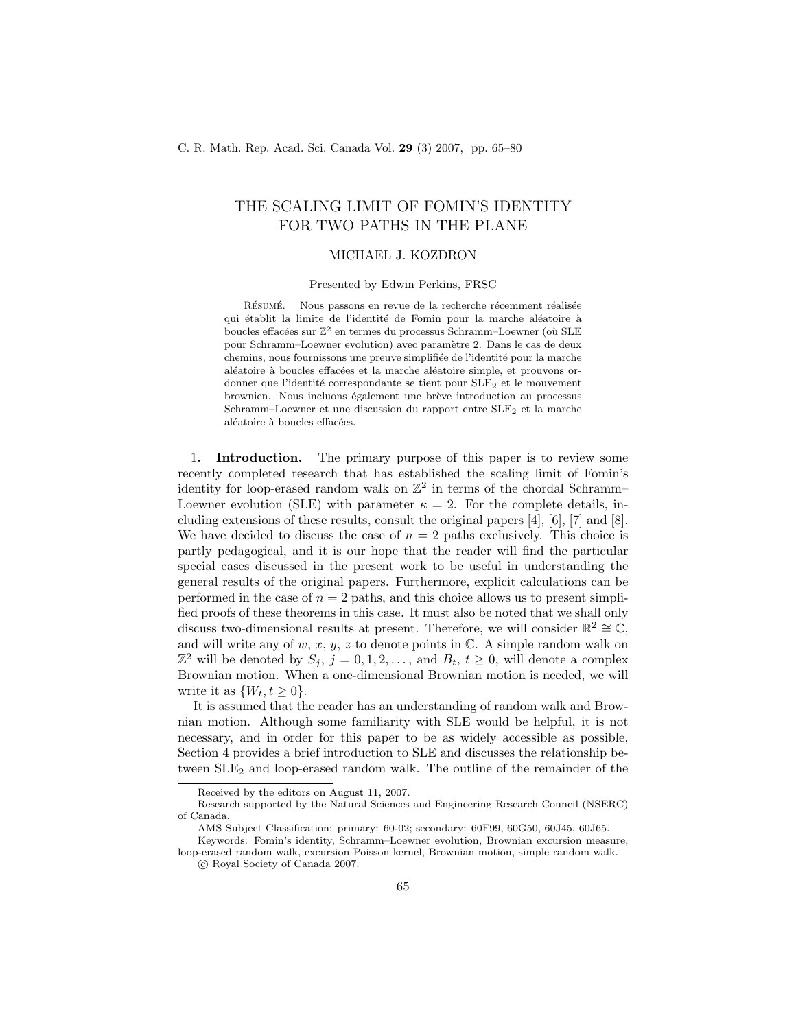# THE SCALING LIMIT OF FOMIN'S IDENTITY FOR TWO PATHS IN THE PLANE

MICHAEL J. KOZDRON

Presented by Edwin Perkins, FRSC

Résumé. Nous passons en revue de la recherche récemment réalisée qui établit la limite de l'identité de Fomin pour la marche aléatoire à boucles effacées sur $\mathbb{Z}^2$ en termes du processus Schramm–Loewner (où SLE pour Schramm–Loewner evolution) avec paramètre 2. Dans le cas de deux chemins, nous fournissons une preuve simplifiée de l'identité pour la marche aléatoire à boucles effacées et la marche aléatoire simple, et prouvons ordonner que l'identité correspondante se tient pour $\text{SLE}_2$ et le mouvement brownien. Nous incluons également une brève introduction au processus Schramm–Loewner et une discussion du rapport entre $\text{SLE}_2$ et la marche aléatoire à boucles effacées.

**1. Introduction.** The primary purpose of this paper is to review some recently completed research that has established the scaling limit of Fomin's identity for loop-erased random walk on $\mathbb{Z}^2$ in terms of the chordal Schramm–Loewner evolution (SLE) with parameter $\kappa = 2$. For the complete details, including extensions of these results, consult the original papers [4], [6], [7] and [8]. We have decided to discuss the case of $n = 2$ paths exclusively. This choice is partly pedagogical, and it is our hope that the reader will find the particular special cases discussed in the present work to be useful in understanding the general results of the original papers. Furthermore, explicit calculations can be performed in the case of $n = 2$ paths, and this choice allows us to present simplified proofs of these theorems in this case. It must also be noted that we shall only discuss two-dimensional results at present. Therefore, we will consider $\mathbb{R}^2 \cong \mathbb{C}$, and will write any of $w$, $x$, $y$, $z$ to denote points in $\mathbb{C}$. A simple random walk on $\mathbb{Z}^2$ will be denoted by $S_j$, $j = 0, 1, 2, \ldots$, and $B_t$, $t \geq 0$, will denote a complex Brownian motion. When a one-dimensional Brownian motion is needed, we will write it as $\{W_t, t \geq 0\}$.

It is assumed that the reader has an understanding of random walk and Brownian motion. Although some familiarity with SLE would be helpful, it is not necessary, and in order for this paper to be as widely accessible as possible, Section 4 provides a brief introduction to SLE and discusses the relationship between $\text{SLE}_2$ and loop-erased random walk. The outline of the remainder of the

---

Received by the editors on August 11, 2007.

Research supported by the Natural Sciences and Engineering Research Council (NSERC) of Canada.

AMS Subject Classification: primary: 60-02; secondary: 60F99, 60G50, 60J45, 60J65.

Keywords: Fomin's identity, Schramm–Loewner evolution, Brownian excursion measure, loop-erased random walk, excursion Poisson kernel, Brownian motion, simple random walk.

© Royal Society of Canada 2007.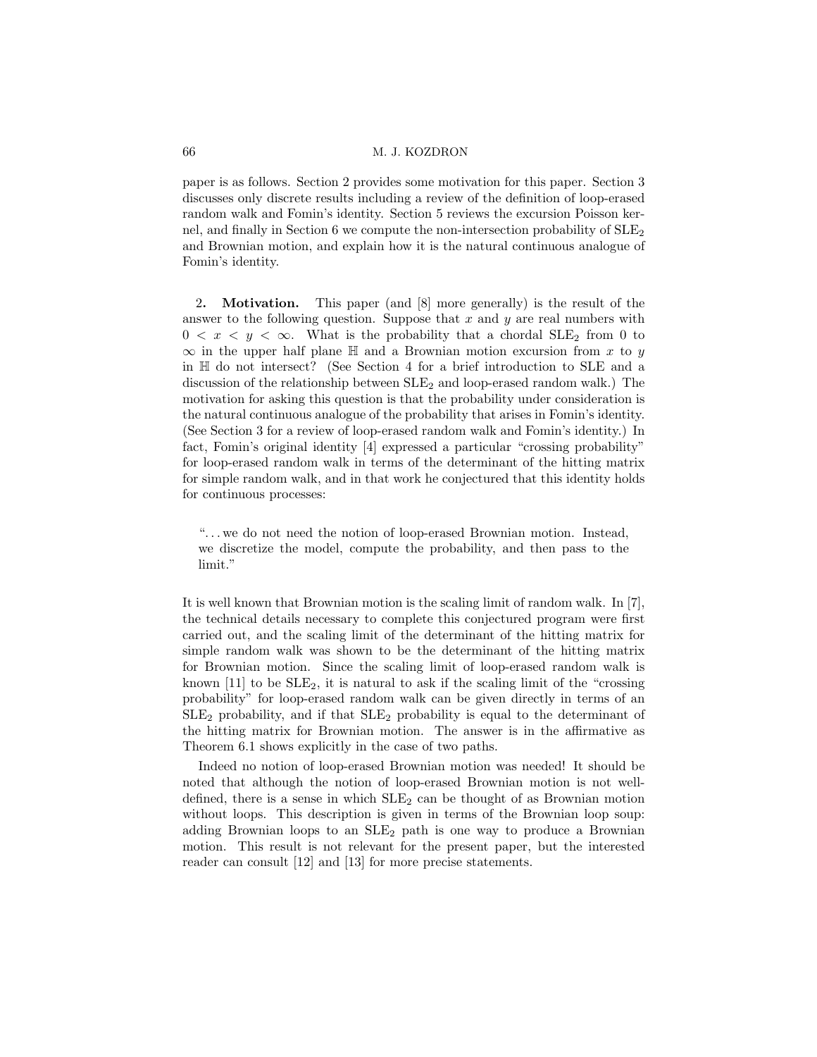paper is as follows. Section 2 provides some motivation for this paper. Section 3 discusses only discrete results including a review of the definition of loop-erased random walk and Fomin's identity. Section 5 reviews the excursion Poisson kernel, and finally in Section 6 we compute the non-intersection probability of $\mathrm{SLE}_2$ and Brownian motion, and explain how it is the natural continuous analogue of Fomin's identity.

## 2. Motivation.

This paper (and [8] more generally) is the result of the answer to the following question. Suppose that $x$ and $y$ are real numbers with $0 < x < y < \infty$. What is the probability that a chordal $\mathrm{SLE}_2$ from 0 to $\infty$ in the upper half plane $\mathbb{H}$ and a Brownian motion excursion from $x$ to $y$ in $\mathbb{H}$ do not intersect? (See Section 4 for a brief introduction to SLE and a discussion of the relationship between $\mathrm{SLE}_2$ and loop-erased random walk.) The motivation for asking this question is that the probability under consideration is the natural continuous analogue of the probability that arises in Fomin's identity. (See Section 3 for a review of loop-erased random walk and Fomin's identity.) In fact, Fomin's original identity [4] expressed a particular "crossing probability" for loop-erased random walk in terms of the determinant of the hitting matrix for simple random walk, and in that work he conjectured that this identity holds for continuous processes:

> "...we do not need the notion of loop-erased Brownian motion. Instead, we discretize the model, compute the probability, and then pass to the limit."

It is well known that Brownian motion is the scaling limit of random walk. In [7], the technical details necessary to complete this conjectured program were first carried out, and the scaling limit of the determinant of the hitting matrix for simple random walk was shown to be the determinant of the hitting matrix for Brownian motion. Since the scaling limit of loop-erased random walk is known [11] to be $\mathrm{SLE}_2$, it is natural to ask if the scaling limit of the "crossing probability" for loop-erased random walk can be given directly in terms of an $\mathrm{SLE}_2$ probability, and if that $\mathrm{SLE}_2$ probability is equal to the determinant of the hitting matrix for Brownian motion. The answer is in the affirmative as Theorem 6.1 shows explicitly in the case of two paths.

Indeed no notion of loop-erased Brownian motion was needed! It should be noted that although the notion of loop-erased Brownian motion is not well-defined, there is a sense in which $\mathrm{SLE}_2$ can be thought of as Brownian motion without loops. This description is given in terms of the Brownian loop soup: adding Brownian loops to an $\mathrm{SLE}_2$ path is one way to produce a Brownian motion. This result is not relevant for the present paper, but the interested reader can consult [12] and [13] for more precise statements.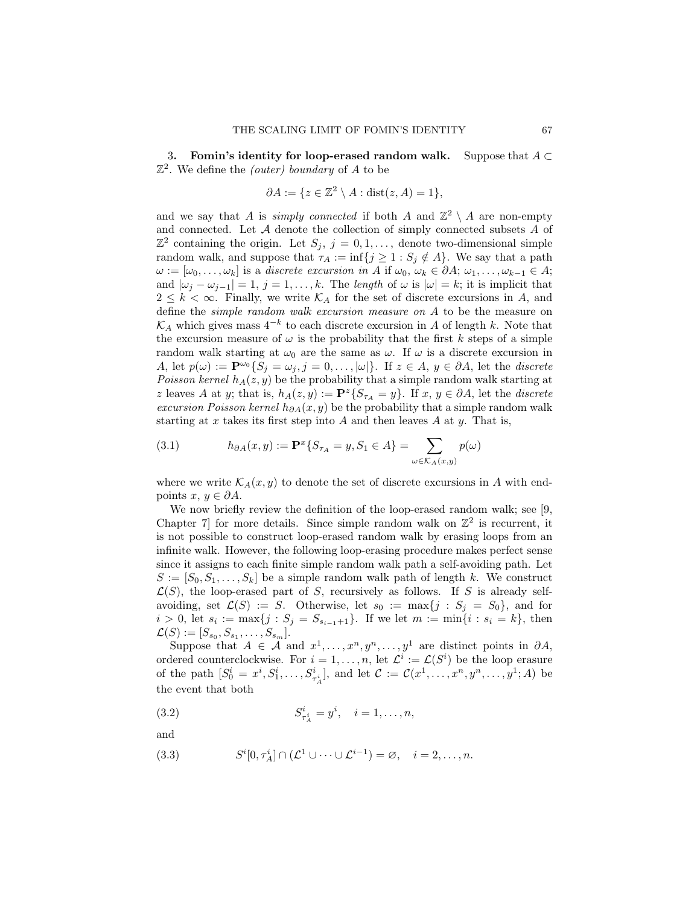**3. Fomin's identity for loop-erased random walk.** Suppose that $A \subset \mathbb{Z}^2$. We define the *(outer) boundary* of $A$ to be

$$\partial A := \{z \in \mathbb{Z}^2 \setminus A : \operatorname{dist}(z, A) = 1\},$$

and we say that $A$ is *simply connected* if both $A$ and $\mathbb{Z}^2 \setminus A$ are non-empty and connected. Let $\mathcal{A}$ denote the collection of simply connected subsets $A$ of $\mathbb{Z}^2$ containing the origin. Let $S_j$, $j = 0, 1, \dots,$ denote two-dimensional simple random walk, and suppose that $\tau_A := \inf\{j \geq 1 : S_j \notin A\}$. We say that a path $\omega := [\omega_0, \dots, \omega_k]$ is a *discrete excursion in $A$* if $\omega_0, \omega_k \in \partial A$; $\omega_1, \dots, \omega_{k-1} \in A$; and $|\omega_j - \omega_{j-1}| = 1$, $j = 1, \dots, k$. The *length* of $\omega$ is $|\omega| = k$; it is implicit that $2 \leq k < \infty$. Finally, we write $\mathcal{K}_A$ for the set of discrete excursions in $A$, and define the *simple random walk excursion measure on $A$* to be the measure on $\mathcal{K}_A$ which gives mass $4^{-k}$ to each discrete excursion in $A$ of length $k$. Note that the excursion measure of $\omega$ is the probability that the first $k$ steps of a simple random walk starting at $\omega_0$ are the same as $\omega$. If $\omega$ is a discrete excursion in $A$, let $p(\omega) := \mathbf{P}^{\omega_0}\{S_j = \omega_j, j = 0, \dots, |\omega|\}$. If $z \in A$, $y \in \partial A$, let the *discrete Poisson kernel* $h_A(z, y)$ be the probability that a simple random walk starting at $z$ leaves $A$ at $y$; that is, $h_A(z, y) := \mathbf{P}^z\{S_{\tau_A} = y\}$. If $x$, $y \in \partial A$, let the *discrete excursion Poisson kernel* $h_{\partial A}(x, y)$ be the probability that a simple random walk starting at $x$ takes its first step into $A$ and then leaves $A$ at $y$. That is,

$$h_{\partial A}(x, y) := \mathbf{P}^x\{S_{\tau_A} = y, S_1 \in A\} = \sum_{\omega \in \mathcal{K}_A(x,y)} p(\omega) \tag{3.1}$$

where we write $\mathcal{K}_A(x, y)$ to denote the set of discrete excursions in $A$ with endpoints $x$, $y \in \partial A$.

We now briefly review the definition of the loop-erased random walk; see [9, Chapter 7] for more details. Since simple random walk on $\mathbb{Z}^2$ is recurrent, it is not possible to construct loop-erased random walk by erasing loops from an infinite walk. However, the following loop-erasing procedure makes perfect sense since it assigns to each finite simple random walk path a self-avoiding path. Let $S := [S_0, S_1, \dots, S_k]$ be a simple random walk path of length $k$. We construct $\mathcal{L}(S)$, the loop-erased part of $S$, recursively as follows. If $S$ is already self-avoiding, set $\mathcal{L}(S) := S$. Otherwise, let $s_0 := \max\{j : S_j = S_0\}$, and for $i > 0$, let $s_i := \max\{j : S_j = S_{s_{i-1}+1}\}$. If we let $m := \min\{i : s_i = k\}$, then $\mathcal{L}(S) := [S_{s_0}, S_{s_1}, \dots, S_{s_m}]$.

Suppose that $A \in \mathcal{A}$ and $x^1, \dots, x^n, y^n, \dots, y^1$ are distinct points in $\partial A$, ordered counterclockwise. For $i = 1, \dots, n$, let $\mathcal{L}^i := \mathcal{L}(S^i)$ be the loop erasure of the path $[S_0^i = x^i, S_1^i, \dots, S_{\tau_A^i}^i]$, and let $\mathcal{C} := \mathcal{C}(x^1, \dots, x^n, y^n, \dots, y^1; A)$ be the event that both

$$S_{\tau_A^i}^i = y^i, \quad i = 1, \dots, n, \tag{3.2}$$

and

$$S^i[0, \tau_A^i] \cap (\mathcal{L}^1 \cup \dots \cup \mathcal{L}^{i-1}) = \varnothing, \quad i = 2, \dots, n. \tag{3.3}$$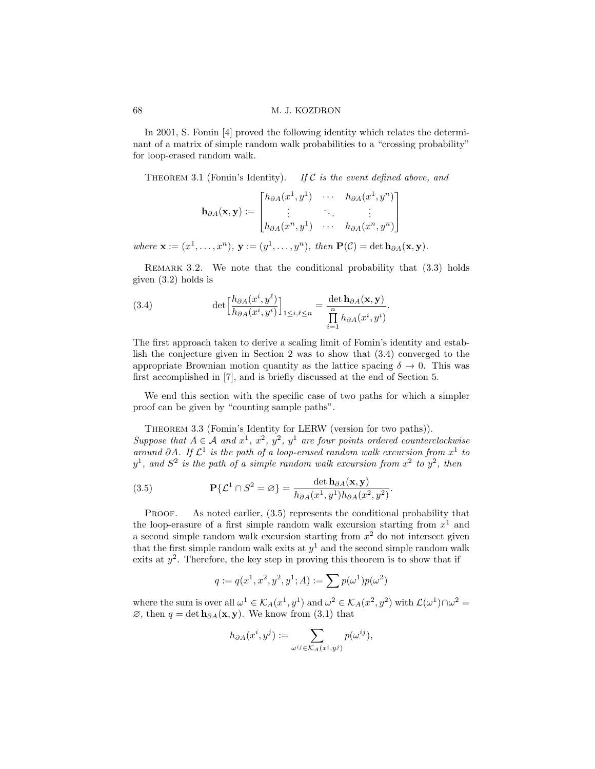In 2001, S. Fomin [4] proved the following identity which relates the determinant of a matrix of simple random walk probabilities to a "crossing probability" for loop-erased random walk.

Theorem 3.1 (Fomin's Identity). *If $\mathcal{C}$ is the event defined above, and*

$$\mathbf{h}_{\partial A}(\mathbf{x}, \mathbf{y}) := \begin{bmatrix} h_{\partial A}(x^1, y^1) & \cdots & h_{\partial A}(x^1, y^n) \\ \vdots & \ddots & \vdots \\ h_{\partial A}(x^n, y^1) & \cdots & h_{\partial A}(x^n, y^n) \end{bmatrix}$$

*where $\mathbf{x} := (x^1, \ldots, x^n)$, $\mathbf{y} := (y^1, \ldots, y^n)$, then $\mathbf{P}(\mathcal{C}) = \det \mathbf{h}_{\partial A}(\mathbf{x}, \mathbf{y})$.*

Remark 3.2. We note that the conditional probability that (3.3) holds given (3.2) holds is

$$\det \Big[ \frac{h_{\partial A}(x^i, y^\ell)}{h_{\partial A}(x^i, y^i)} \Big]_{1 \le i, \ell \le n} = \frac{\det \mathbf{h}_{\partial A}(\mathbf{x}, \mathbf{y})}{\prod_{i=1}^{n} h_{\partial A}(x^i, y^i)}. \tag{3.4}$$

The first approach taken to derive a scaling limit of Fomin's identity and establish the conjecture given in Section 2 was to show that (3.4) converged to the appropriate Brownian motion quantity as the lattice spacing $\delta \to 0$. This was first accomplished in [7], and is briefly discussed at the end of Section 5.

We end this section with the specific case of two paths for which a simpler proof can be given by "counting sample paths".

Theorem 3.3 (Fomin's Identity for LERW (version for two paths)). *Suppose that $A \in \mathcal{A}$ and $x^1$, $x^2$, $y^2$, $y^1$ are four points ordered counterclockwise around $\partial A$. If $\mathcal{L}^1$ is the path of a loop-erased random walk excursion from $x^1$ to $y^1$, and $S^2$ is the path of a simple random walk excursion from $x^2$ to $y^2$, then*

$$\mathbf{P}\{\mathcal{L}^1 \cap S^2 = \varnothing\} = \frac{\det \mathbf{h}_{\partial A}(\mathbf{x}, \mathbf{y})}{h_{\partial A}(x^1, y^1) h_{\partial A}(x^2, y^2)}. \tag{3.5}$$

Proof. As noted earlier, (3.5) represents the conditional probability that the loop-erasure of a first simple random walk excursion starting from $x^1$ and a second simple random walk excursion starting from $x^2$ do not intersect given that the first simple random walk exits at $y^1$ and the second simple random walk exits at $y^2$. Therefore, the key step in proving this theorem is to show that if

$$q := q(x^1, x^2, y^2, y^1; A) := \sum p(\omega^1) p(\omega^2)$$

where the sum is over all $\omega^1 \in \mathcal{K}_A(x^1, y^1)$ and $\omega^2 \in \mathcal{K}_A(x^2, y^2)$ with $\mathcal{L}(\omega^1) \cap \omega^2 = \varnothing$, then $q = \det \mathbf{h}_{\partial A}(\mathbf{x}, \mathbf{y})$. We know from (3.1) that

$$h_{\partial A}(x^i, y^j) := \sum_{\omega^{ij} \in \mathcal{K}_A(x^i, y^j)} p(\omega^{ij}),$$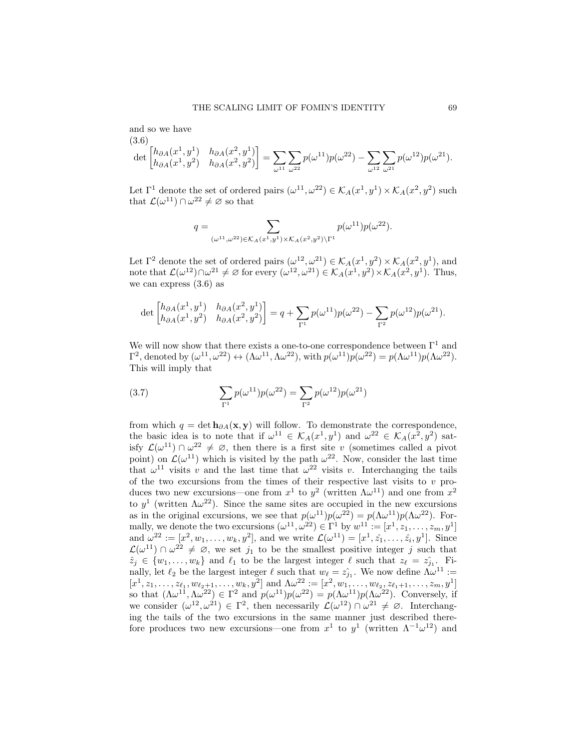and so we have

(3.6)

$$\det \begin{bmatrix} h_{\partial A}(x^1,y^1) & h_{\partial A}(x^2,y^1) \\ h_{\partial A}(x^1,y^2) & h_{\partial A}(x^2,y^2) \end{bmatrix} = \sum_{\omega^{11}} \sum_{\omega^{22}} p(\omega^{11})p(\omega^{22}) - \sum_{\omega^{12}} \sum_{\omega^{21}} p(\omega^{12})p(\omega^{21}).$$

Let $\Gamma^1$ denote the set of ordered pairs $(\omega^{11}, \omega^{22}) \in \mathcal{K}_A(x^1,y^1) \times \mathcal{K}_A(x^2,y^2)$ such that $\mathcal{L}(\omega^{11}) \cap \omega^{22} \neq \varnothing$ so that

$$q = \sum_{(\omega^{11},\omega^{22}) \in \mathcal{K}_A(x^1,y^1) \times \mathcal{K}_A(x^2,y^2) \setminus \Gamma^1} p(\omega^{11})p(\omega^{22}).$$

Let $\Gamma^2$ denote the set of ordered pairs $(\omega^{12}, \omega^{21}) \in \mathcal{K}_A(x^1,y^2) \times \mathcal{K}_A(x^2,y^1)$, and note that $\mathcal{L}(\omega^{12}) \cap \omega^{21} \neq \varnothing$ for every $(\omega^{12}, \omega^{21}) \in \mathcal{K}_A(x^1,y^2) \times \mathcal{K}_A(x^2,y^1)$. Thus, we can express (3.6) as

$$\det \begin{bmatrix} h_{\partial A}(x^1,y^1) & h_{\partial A}(x^2,y^1) \\ h_{\partial A}(x^1,y^2) & h_{\partial A}(x^2,y^2) \end{bmatrix} = q + \sum_{\Gamma^1} p(\omega^{11})p(\omega^{22}) - \sum_{\Gamma^2} p(\omega^{12})p(\omega^{21}).$$

We will now show that there exists a one-to-one correspondence between $\Gamma^1$ and $\Gamma^2$, denoted by $(\omega^{11}, \omega^{22}) \leftrightarrow (\Lambda\omega^{11}, \Lambda\omega^{22})$, with $p(\omega^{11})p(\omega^{22}) = p(\Lambda\omega^{11})p(\Lambda\omega^{22})$. This will imply that

$$\sum_{\Gamma^1} p(\omega^{11})p(\omega^{22}) = \sum_{\Gamma^2} p(\omega^{12})p(\omega^{21}) \tag{3.7}$$

from which $q = \det \mathbf{h}_{\partial A}(\mathbf{x}, \mathbf{y})$ will follow. To demonstrate the correspondence, the basic idea is to note that if $\omega^{11} \in \mathcal{K}_A(x^1,y^1)$ and $\omega^{22} \in \mathcal{K}_A(x^2,y^2)$ satisfy $\mathcal{L}(\omega^{11}) \cap \omega^{22} \neq \varnothing$, then there is a first site $v$ (sometimes called a pivot point) on $\mathcal{L}(\omega^{11})$ which is visited by the path $\omega^{22}$. Now, consider the last time that $\omega^{11}$ visits $v$ and the last time that $\omega^{22}$ visits $v$. Interchanging the tails of the two excursions from the times of their respective last visits to $v$ produces two new excursions—one from $x^1$ to $y^2$ (written $\Lambda\omega^{11}$) and one from $x^2$ to $y^1$ (written $\Lambda\omega^{22}$). Since the same sites are occupied in the new excursions as in the original excursions, we see that $p(\omega^{11})p(\omega^{22}) = p(\Lambda\omega^{11})p(\Lambda\omega^{22})$. Formally, we denote the two excursions $(\omega^{11}, \omega^{22}) \in \Gamma^1$ by $w^{11} := [x^1, z_1, \ldots, z_m, y^1]$ and $\omega^{22} := [x^2, w_1, \ldots, w_k, y^2]$, and we write $\mathcal{L}(\omega^{11}) = [x^1, \hat{z_1}, \ldots, \hat{z_i}, y^1]$. Since $\mathcal{L}(\omega^{11}) \cap \omega^{22} \neq \varnothing$, we set $j_1$ to be the smallest positive integer $j$ such that $\hat{z}_j \in \{w_1, \ldots, w_k\}$ and $\ell_1$ to be the largest integer $\ell$ such that $z_\ell = \hat{z_{j_1}}$. Finally, let $\ell_2$ be the largest integer $\ell$ such that $w_\ell = \hat{z_{j_1}}$. We now define $\Lambda\omega^{11} := [x^1, z_1, \ldots, z_{\ell_1}, w_{\ell_2+1}, \ldots, w_k, y^2]$ and $\Lambda\omega^{22} := [x^2, w_1, \ldots, w_{\ell_2}, z_{\ell_1+1}, \ldots, z_m, y^1]$ so that $(\Lambda\omega^{11}, \Lambda\omega^{22}) \in \Gamma^2$ and $p(\omega^{11})p(\omega^{22}) = p(\Lambda\omega^{11})p(\Lambda\omega^{22})$. Conversely, if we consider $(\omega^{12}, \omega^{21}) \in \Gamma^2$, then necessarily $\mathcal{L}(\omega^{12}) \cap \omega^{21} \neq \varnothing$. Interchanging the tails of the two excursions in the same manner just described therefore produces two new excursions—one from $x^1$ to $y^1$ (written $\Lambda^{-1}\omega^{12}$) and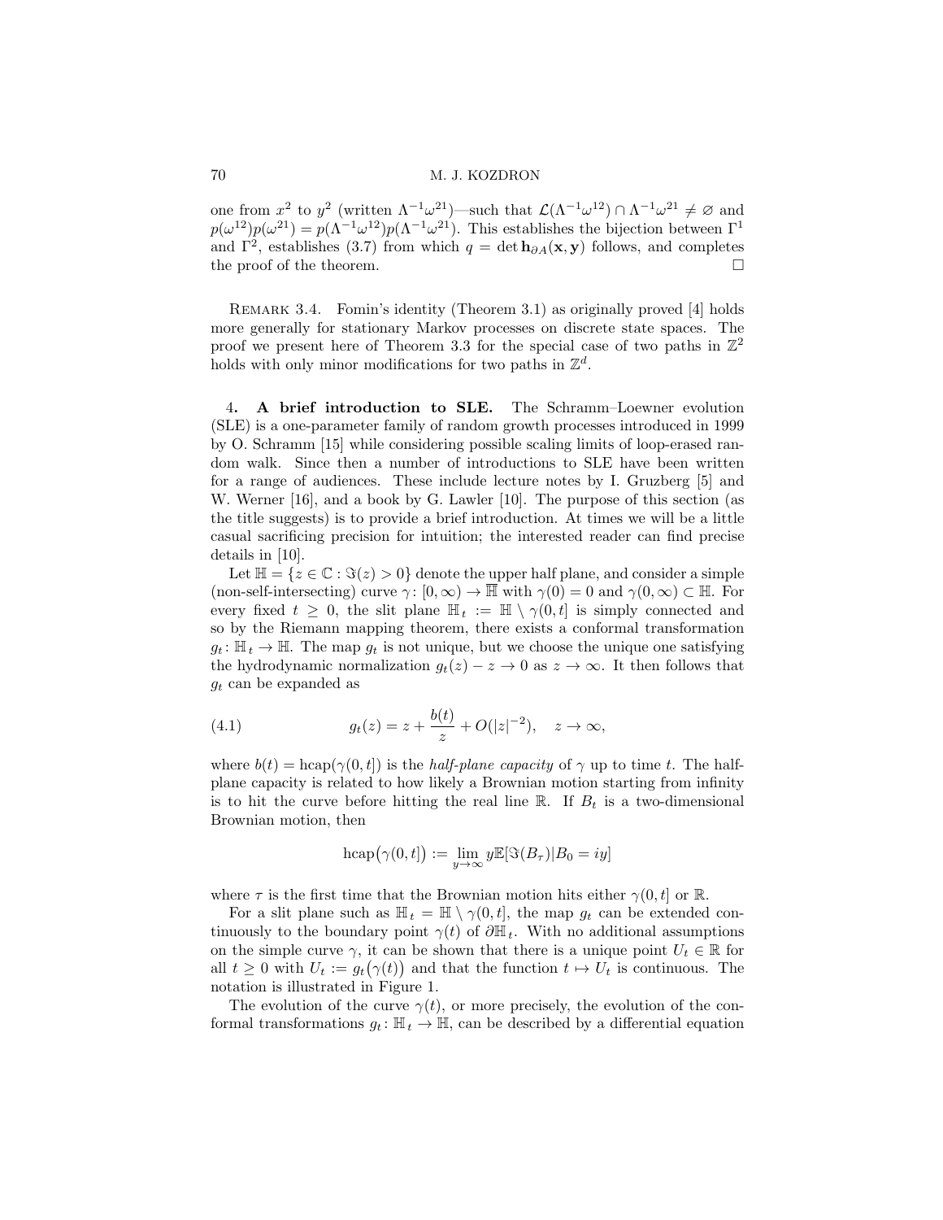one from $x^2$ to $y^2$ (written $\Lambda^{-1}\omega^{21}$)—such that $\mathcal{L}(\Lambda^{-1}\omega^{12}) \cap \Lambda^{-1}\omega^{21} \neq \varnothing$ and $p(\omega^{12})p(\omega^{21}) = p(\Lambda^{-1}\omega^{12})p(\Lambda^{-1}\omega^{21})$. This establishes the bijection between $\Gamma^1$ and $\Gamma^2$, establishes (3.7) from which $q = \det \mathbf{h}_{\partial A}(\mathbf{x}, \mathbf{y})$ follows, and completes the proof of the theorem. $\square$

REMARK 3.4. Fomin's identity (Theorem 3.1) as originally proved [4] holds more generally for stationary Markov processes on discrete state spaces. The proof we present here of Theorem 3.3 for the special case of two paths in $\mathbb{Z}^2$ holds with only minor modifications for two paths in $\mathbb{Z}^d$.

## 4. A brief introduction to SLE.

The Schramm–Loewner evolution (SLE) is a one-parameter family of random growth processes introduced in 1999 by O. Schramm [15] while considering possible scaling limits of loop-erased random walk. Since then a number of introductions to SLE have been written for a range of audiences. These include lecture notes by I. Gruzberg [5] and W. Werner [16], and a book by G. Lawler [10]. The purpose of this section (as the title suggests) is to provide a brief introduction. At times we will be a little casual sacrificing precision for intuition; the interested reader can find precise details in [10].

Let $\mathbb{H} = \{z \in \mathbb{C} : \Im(z) > 0\}$ denote the upper half plane, and consider a simple (non-self-intersecting) curve $\gamma\colon [0,\infty) \to \overline{\mathbb{H}}$ with $\gamma(0) = 0$ and $\gamma(0,\infty) \subset \mathbb{H}$. For every fixed $t \geq 0$, the slit plane $\mathbb{H}_t := \mathbb{H} \setminus \gamma(0,t]$ is simply connected and so by the Riemann mapping theorem, there exists a conformal transformation $g_t\colon \mathbb{H}_t \to \mathbb{H}$. The map $g_t$ is not unique, but we choose the unique one satisfying the hydrodynamic normalization $g_t(z) - z \to 0$ as $z \to \infty$. It then follows that $g_t$ can be expanded as

$$g_t(z) = z + \frac{b(t)}{z} + O(|z|^{-2}), \quad z \to \infty, \tag{4.1}$$

where $b(t) = \operatorname{hcap}(\gamma(0,t])$ is the *half-plane capacity* of $\gamma$ up to time $t$. The half-plane capacity is related to how likely a Brownian motion starting from infinity is to hit the curve before hitting the real line $\mathbb{R}$. If $B_t$ is a two-dimensional Brownian motion, then

$$\operatorname{hcap}\bigl(\gamma(0,t]\bigr) := \lim_{y\to\infty} y\mathbb{E}[\Im(B_\tau)|B_0 = iy]$$

where $\tau$ is the first time that the Brownian motion hits either $\gamma(0,t]$ or $\mathbb{R}$.

For a slit plane such as $\mathbb{H}_t = \mathbb{H} \setminus \gamma(0,t]$, the map $g_t$ can be extended continuously to the boundary point $\gamma(t)$ of $\partial\mathbb{H}_t$. With no additional assumptions on the simple curve $\gamma$, it can be shown that there is a unique point $U_t \in \mathbb{R}$ for all $t \geq 0$ with $U_t := g_t\bigl(\gamma(t)\bigr)$ and that the function $t \mapsto U_t$ is continuous. The notation is illustrated in Figure 1.

The evolution of the curve $\gamma(t)$, or more precisely, the evolution of the conformal transformations $g_t\colon \mathbb{H}_t \to \mathbb{H}$, can be described by a differential equation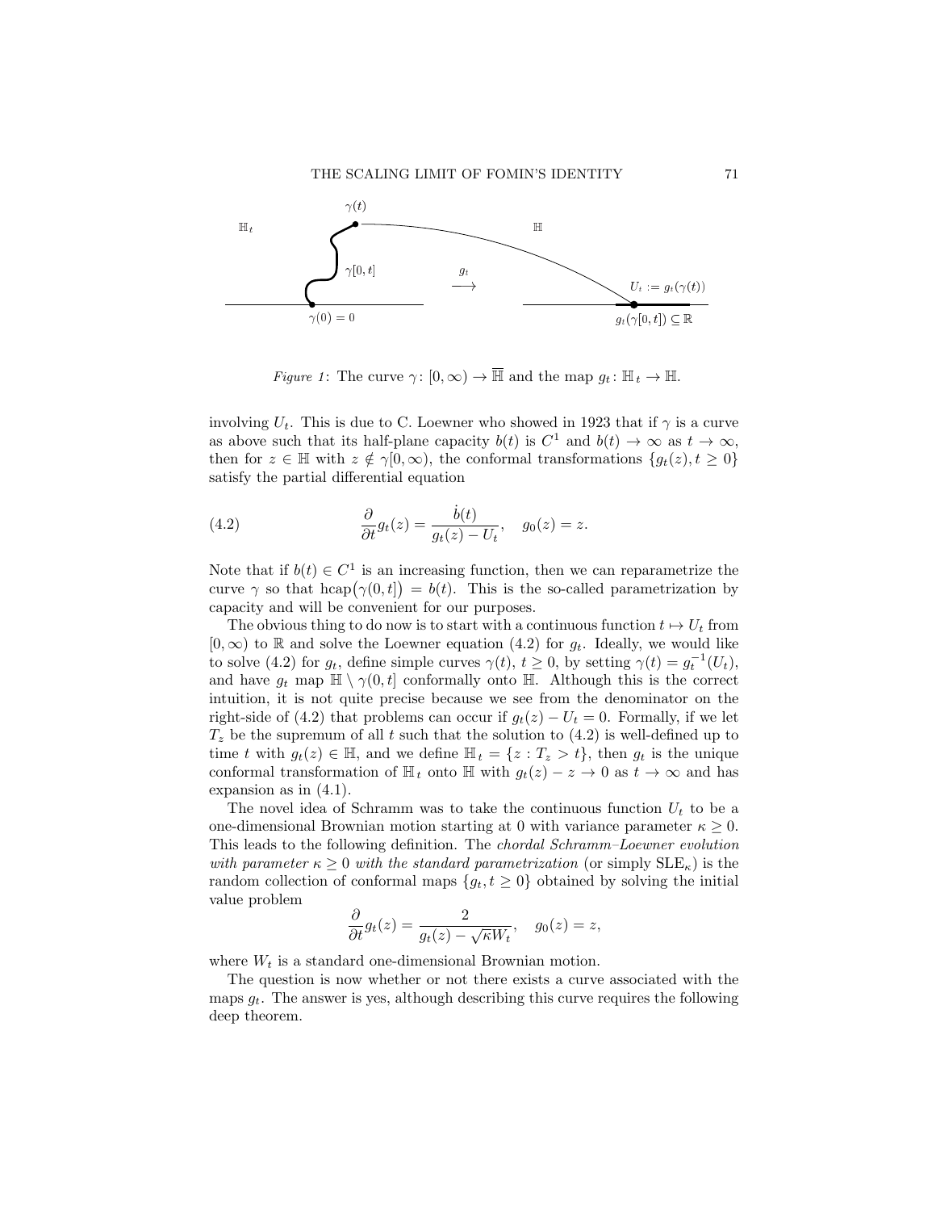*Figure 1*: The curve $\gamma\colon [0,\infty) \to \overline{\mathbb{H}}$ and the map $g_t\colon \mathbb{H}_t \to \mathbb{H}$.

involving $U_t$. This is due to C. Loewner who showed in 1923 that if $\gamma$ is a curve as above such that its half-plane capacity $b(t)$ is $C^1$ and $b(t) \to \infty$ as $t \to \infty$, then for $z \in \mathbb{H}$ with $z \notin \gamma[0,\infty)$, the conformal transformations $\{g_t(z), t \geq 0\}$ satisfy the partial differential equation

$$\frac{\partial}{\partial t} g_t(z) = \frac{\dot{b}(t)}{g_t(z) - U_t}, \quad g_0(z) = z. \tag{4.2}$$

Note that if $b(t) \in C^1$ is an increasing function, then we can reparametrize the curve $\gamma$ so that $\operatorname{hcap}(\gamma(0,t]) = b(t)$. This is the so-called parametrization by capacity and will be convenient for our purposes.

The obvious thing to do now is to start with a continuous function $t \mapsto U_t$ from $[0,\infty)$ to $\mathbb{R}$ and solve the Loewner equation (4.2) for $g_t$. Ideally, we would like to solve (4.2) for $g_t$, define simple curves $\gamma(t)$, $t \geq 0$, by setting $\gamma(t) = g_t^{-1}(U_t)$, and have $g_t$ map $\mathbb{H} \setminus \gamma(0,t]$ conformally onto $\mathbb{H}$. Although this is the correct intuition, it is not quite precise because we see from the denominator on the right-side of (4.2) that problems can occur if $g_t(z) - U_t = 0$. Formally, if we let $T_z$ be the supremum of all $t$ such that the solution to (4.2) is well-defined up to time $t$ with $g_t(z) \in \mathbb{H}$, and we define $\mathbb{H}_t = \{z : T_z > t\}$, then $g_t$ is the unique conformal transformation of $\mathbb{H}_t$ onto $\mathbb{H}$ with $g_t(z) - z \to 0$ as $t \to \infty$ and has expansion as in (4.1).

The novel idea of Schramm was to take the continuous function $U_t$ to be a one-dimensional Brownian motion starting at 0 with variance parameter $\kappa \geq 0$. This leads to the following definition. The *chordal Schramm–Loewner evolution with parameter $\kappa \geq 0$ with the standard parametrization* (or simply $\mathrm{SLE}_\kappa$) is the random collection of conformal maps $\{g_t, t \geq 0\}$ obtained by solving the initial value problem

$$\frac{\partial}{\partial t} g_t(z) = \frac{2}{g_t(z) - \sqrt{\kappa} W_t}, \quad g_0(z) = z,$$

where $W_t$ is a standard one-dimensional Brownian motion.

The question is now whether or not there exists a curve associated with the maps $g_t$. The answer is yes, although describing this curve requires the following deep theorem.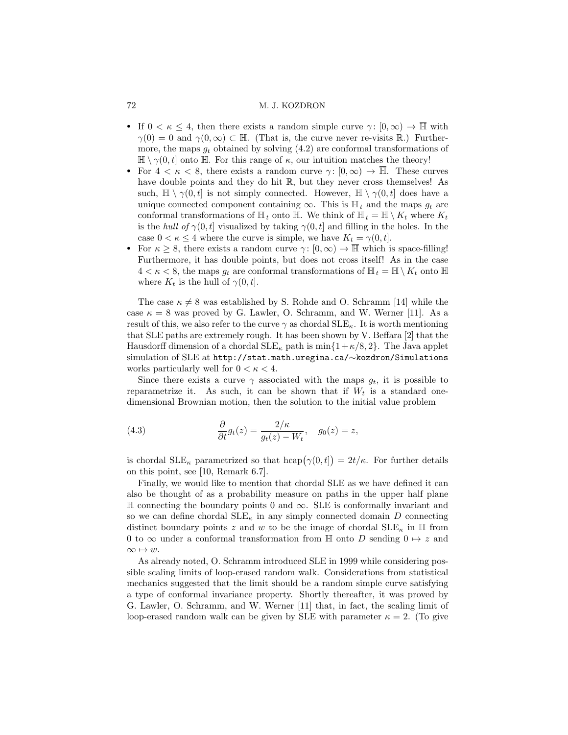- If $0 < \kappa \leq 4$, then there exists a random simple curve $\gamma \colon [0, \infty) \to \overline{\mathbb{H}}$ with $\gamma(0) = 0$ and $\gamma(0, \infty) \subset \mathbb{H}$. (That is, the curve never re-visits $\mathbb{R}$.) Furthermore, the maps $g_t$ obtained by solving (4.2) are conformal transformations of $\mathbb{H} \setminus \gamma(0, t]$ onto $\mathbb{H}$. For this range of $\kappa$, our intuition matches the theory!
- For $4 < \kappa < 8$, there exists a random curve $\gamma \colon [0, \infty) \to \overline{\mathbb{H}}$. These curves have double points and they do hit $\mathbb{R}$, but they never cross themselves! As such, $\mathbb{H} \setminus \gamma(0, t]$ is not simply connected. However, $\mathbb{H} \setminus \gamma(0, t]$ does have a unique connected component containing $\infty$. This is $\mathbb{H}_t$ and the maps $g_t$ are conformal transformations of $\mathbb{H}_t$ onto $\mathbb{H}$. We think of $\mathbb{H}_t = \mathbb{H} \setminus K_t$ where $K_t$ is the *hull of* $\gamma(0, t]$ visualized by taking $\gamma(0, t]$ and filling in the holes. In the case $0 < \kappa \leq 4$ where the curve is simple, we have $K_t = \gamma(0, t]$.
- For $\kappa \geq 8$, there exists a random curve $\gamma \colon [0, \infty) \to \overline{\mathbb{H}}$ which is space-filling! Furthermore, it has double points, but does not cross itself! As in the case $4 < \kappa < 8$, the maps $g_t$ are conformal transformations of $\mathbb{H}_t = \mathbb{H} \setminus K_t$ onto $\mathbb{H}$ where $K_t$ is the hull of $\gamma(0, t]$.

The case $\kappa \neq 8$ was established by S. Rohde and O. Schramm [14] while the case $\kappa = 8$ was proved by G. Lawler, O. Schramm, and W. Werner [11]. As a result of this, we also refer to the curve $\gamma$ as chordal $\mathrm{SLE}_\kappa$. It is worth mentioning that SLE paths are extremely rough. It has been shown by V. Beffara [2] that the Hausdorff dimension of a chordal $\mathrm{SLE}_\kappa$ path is $\min\{1 + \kappa/8, 2\}$. The Java applet simulation of SLE at http://stat.math.uregina.ca/∼kozdron/Simulations works particularly well for $0 < \kappa < 4$.

Since there exists a curve $\gamma$ associated with the maps $g_t$, it is possible to reparametrize it. As such, it can be shown that if $W_t$ is a standard one-dimensional Brownian motion, then the solution to the initial value problem

$$\frac{\partial}{\partial t} g_t(z) = \frac{2/\kappa}{g_t(z) - W_t}, \quad g_0(z) = z, \tag{4.3}$$

is chordal $\mathrm{SLE}_\kappa$ parametrized so that $\mathrm{hcap}\big(\gamma(0, t]\big) = 2t/\kappa$. For further details on this point, see [10, Remark 6.7].

Finally, we would like to mention that chordal SLE as we have defined it can also be thought of as a probability measure on paths in the upper half plane $\mathbb{H}$ connecting the boundary points 0 and $\infty$. SLE is conformally invariant and so we can define chordal $\mathrm{SLE}_\kappa$ in any simply connected domain $D$ connecting distinct boundary points $z$ and $w$ to be the image of chordal $\mathrm{SLE}_\kappa$ in $\mathbb{H}$ from 0 to $\infty$ under a conformal transformation from $\mathbb{H}$ onto $D$ sending $0 \mapsto z$ and $\infty \mapsto w$.

As already noted, O. Schramm introduced SLE in 1999 while considering possible scaling limits of loop-erased random walk. Considerations from statistical mechanics suggested that the limit should be a random simple curve satisfying a type of conformal invariance property. Shortly thereafter, it was proved by G. Lawler, O. Schramm, and W. Werner [11] that, in fact, the scaling limit of loop-erased random walk can be given by SLE with parameter $\kappa = 2$. (To give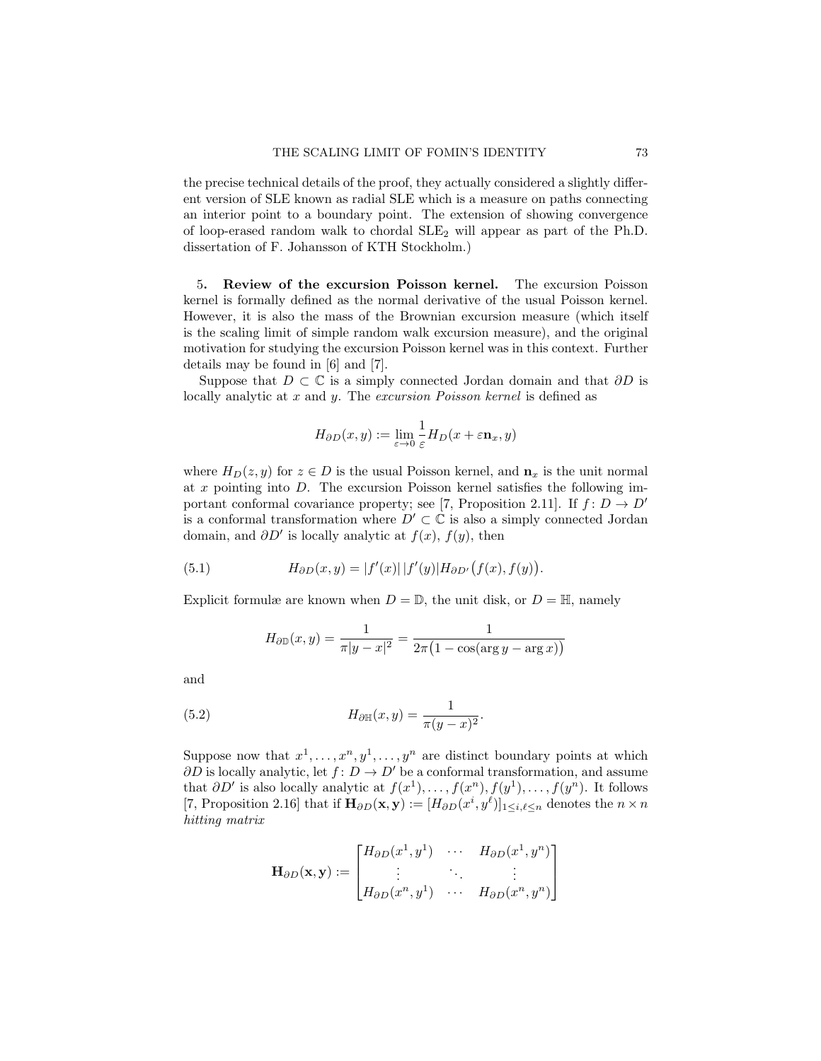the precise technical details of the proof, they actually considered a slightly different version of SLE known as radial SLE which is a measure on paths connecting an interior point to a boundary point. The extension of showing convergence of loop-erased random walk to chordal $\text{SLE}_2$ will appear as part of the Ph.D. dissertation of F. Johansson of KTH Stockholm.)

## 5. Review of the excursion Poisson kernel.

The excursion Poisson kernel is formally defined as the normal derivative of the usual Poisson kernel. However, it is also the mass of the Brownian excursion measure (which itself is the scaling limit of simple random walk excursion measure), and the original motivation for studying the excursion Poisson kernel was in this context. Further details may be found in [6] and [7].

Suppose that $D \subset \mathbb{C}$ is a simply connected Jordan domain and that $\partial D$ is locally analytic at $x$ and $y$. The *excursion Poisson kernel* is defined as

$$H_{\partial D}(x, y) := \lim_{\varepsilon \to 0} \frac{1}{\varepsilon} H_D(x + \varepsilon \mathbf{n}_x, y)$$

where $H_D(z, y)$ for $z \in D$ is the usual Poisson kernel, and $\mathbf{n}_x$ is the unit normal at $x$ pointing into $D$. The excursion Poisson kernel satisfies the following important conformal covariance property; see [7, Proposition 2.11]. If $f \colon D \to D'$ is a conformal transformation where $D' \subset \mathbb{C}$ is also a simply connected Jordan domain, and $\partial D'$ is locally analytic at $f(x)$, $f(y)$, then

$$H_{\partial D}(x, y) = |f'(x)|\, |f'(y)| H_{\partial D'}\big(f(x), f(y)\big). \tag{5.1}$$

Explicit formulæ are known when $D = \mathbb{D}$, the unit disk, or $D = \mathbb{H}$, namely

$$H_{\partial \mathbb{D}}(x, y) = \frac{1}{\pi |y - x|^2} = \frac{1}{2\pi\big(1 - \cos(\arg y - \arg x)\big)}$$

and

$$H_{\partial \mathbb{H}}(x, y) = \frac{1}{\pi (y - x)^2}. \tag{5.2}$$

Suppose now that $x^1, \ldots, x^n, y^1, \ldots, y^n$ are distinct boundary points at which $\partial D$ is locally analytic, let $f \colon D \to D'$ be a conformal transformation, and assume that $\partial D'$ is also locally analytic at $f(x^1), \ldots, f(x^n), f(y^1), \ldots, f(y^n)$. It follows [7, Proposition 2.16] that if $\mathbf{H}_{\partial D}(\mathbf{x}, \mathbf{y}) := [H_{\partial D}(x^i, y^\ell)]_{1 \le i, \ell \le n}$ denotes the $n \times n$ *hitting matrix*

$$\mathbf{H}_{\partial D}(\mathbf{x}, \mathbf{y}) := \begin{bmatrix} H_{\partial D}(x^1, y^1) & \cdots & H_{\partial D}(x^1, y^n) \\ \vdots & \ddots & \vdots \\ H_{\partial D}(x^n, y^1) & \cdots & H_{\partial D}(x^n, y^n) \end{bmatrix}$$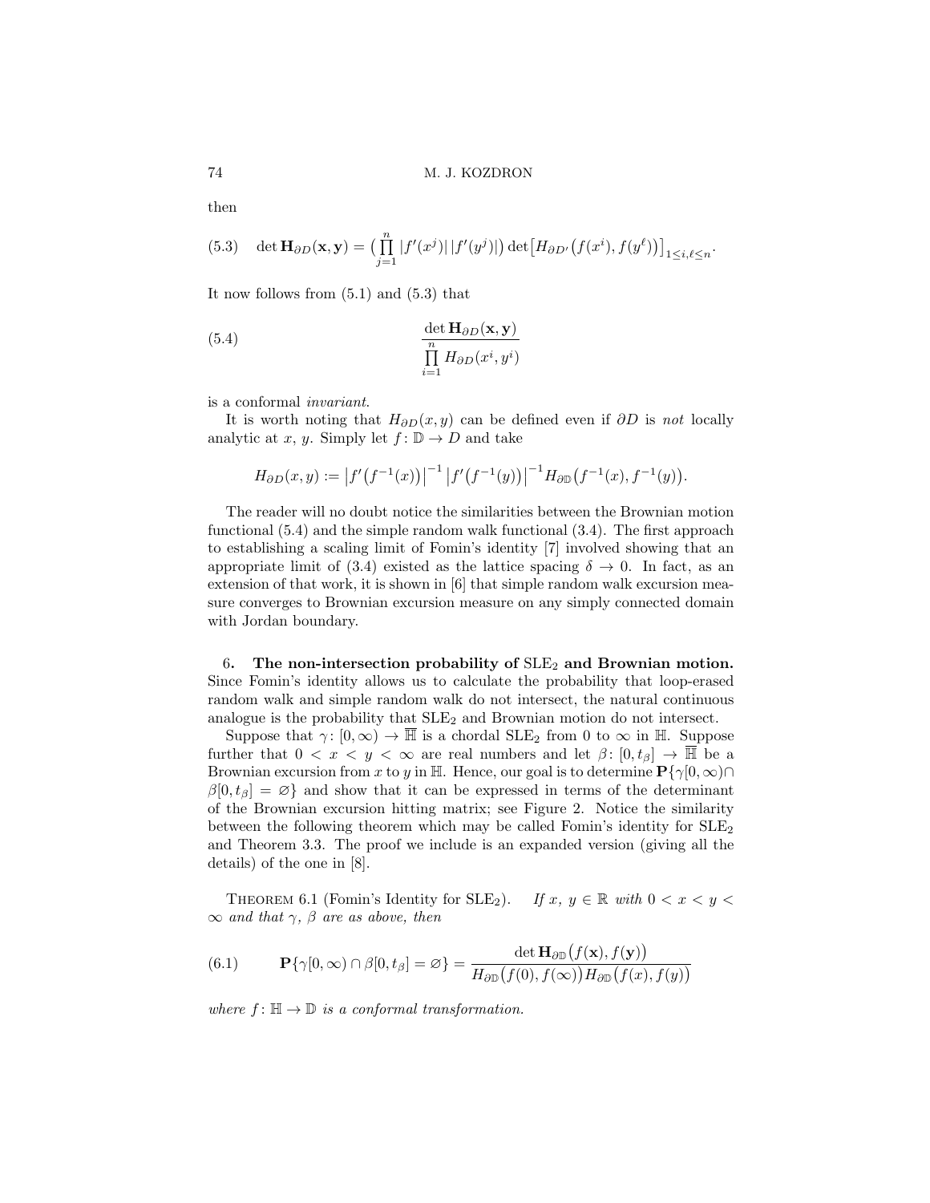then

$$\det \mathbf{H}_{\partial D}(\mathbf{x}, \mathbf{y}) = \Big( \prod_{j=1}^{n} |f'(x^j)|\, |f'(y^j)| \Big) \det\big[ H_{\partial D'}\big(f(x^i), f(y^\ell)\big)\big]_{1 \le i,\ell \le n}. \tag{5.3}$$

It now follows from (5.1) and (5.3) that

$$\frac{\det \mathbf{H}_{\partial D}(\mathbf{x}, \mathbf{y})}{\prod\limits_{i=1}^{n} H_{\partial D}(x^i, y^i)} \tag{5.4}$$

is a conformal *invariant*.

It is worth noting that $H_{\partial D}(x, y)$ can be defined even if $\partial D$ is *not* locally analytic at $x$, $y$. Simply let $f\colon \mathbb{D} \to D$ and take

$$H_{\partial D}(x, y) := \big| f'\big(f^{-1}(x)\big)\big|^{-1} \big| f'\big(f^{-1}(y)\big)\big|^{-1} H_{\partial \mathbb{D}}\big(f^{-1}(x), f^{-1}(y)\big).$$

The reader will no doubt notice the similarities between the Brownian motion functional (5.4) and the simple random walk functional (3.4). The first approach to establishing a scaling limit of Fomin's identity [7] involved showing that an appropriate limit of (3.4) existed as the lattice spacing $\delta \to 0$. In fact, as an extension of that work, it is shown in [6] that simple random walk excursion measure converges to Brownian excursion measure on any simply connected domain with Jordan boundary.

## 6. The non-intersection probability of $\mathrm{SLE}_2$ and Brownian motion.

Since Fomin's identity allows us to calculate the probability that loop-erased random walk and simple random walk do not intersect, the natural continuous analogue is the probability that $\mathrm{SLE}_2$ and Brownian motion do not intersect.

Suppose that $\gamma\colon [0, \infty) \to \overline{\mathbb{H}}$ is a chordal $\mathrm{SLE}_2$ from 0 to $\infty$ in $\mathbb{H}$. Suppose further that $0 < x < y < \infty$ are real numbers and let $\beta\colon [0, t_\beta] \to \overline{\mathbb{H}}$ be a Brownian excursion from $x$ to $y$ in $\mathbb{H}$. Hence, our goal is to determine $\mathbf{P}\{\gamma[0, \infty) \cap \beta[0, t_\beta] = \varnothing\}$ and show that it can be expressed in terms of the determinant of the Brownian excursion hitting matrix; see Figure 2. Notice the similarity between the following theorem which may be called Fomin's identity for $\mathrm{SLE}_2$ and Theorem 3.3. The proof we include is an expanded version (giving all the details) of the one in [8].

Theorem 6.1 (Fomin's Identity for $\mathrm{SLE}_2$). *If $x$, $y \in \mathbb{R}$ with $0 < x < y < \infty$ and that $\gamma$, $\beta$ are as above, then*

$$\mathbf{P}\{\gamma[0, \infty) \cap \beta[0, t_\beta] = \varnothing\} = \frac{\det \mathbf{H}_{\partial \mathbb{D}}\big(f(\mathbf{x}), f(\mathbf{y})\big)}{H_{\partial \mathbb{D}}\big(f(0), f(\infty)\big) H_{\partial \mathbb{D}}\big(f(x), f(y)\big)} \tag{6.1}$$

*where $f\colon \mathbb{H} \to \mathbb{D}$ is a conformal transformation.*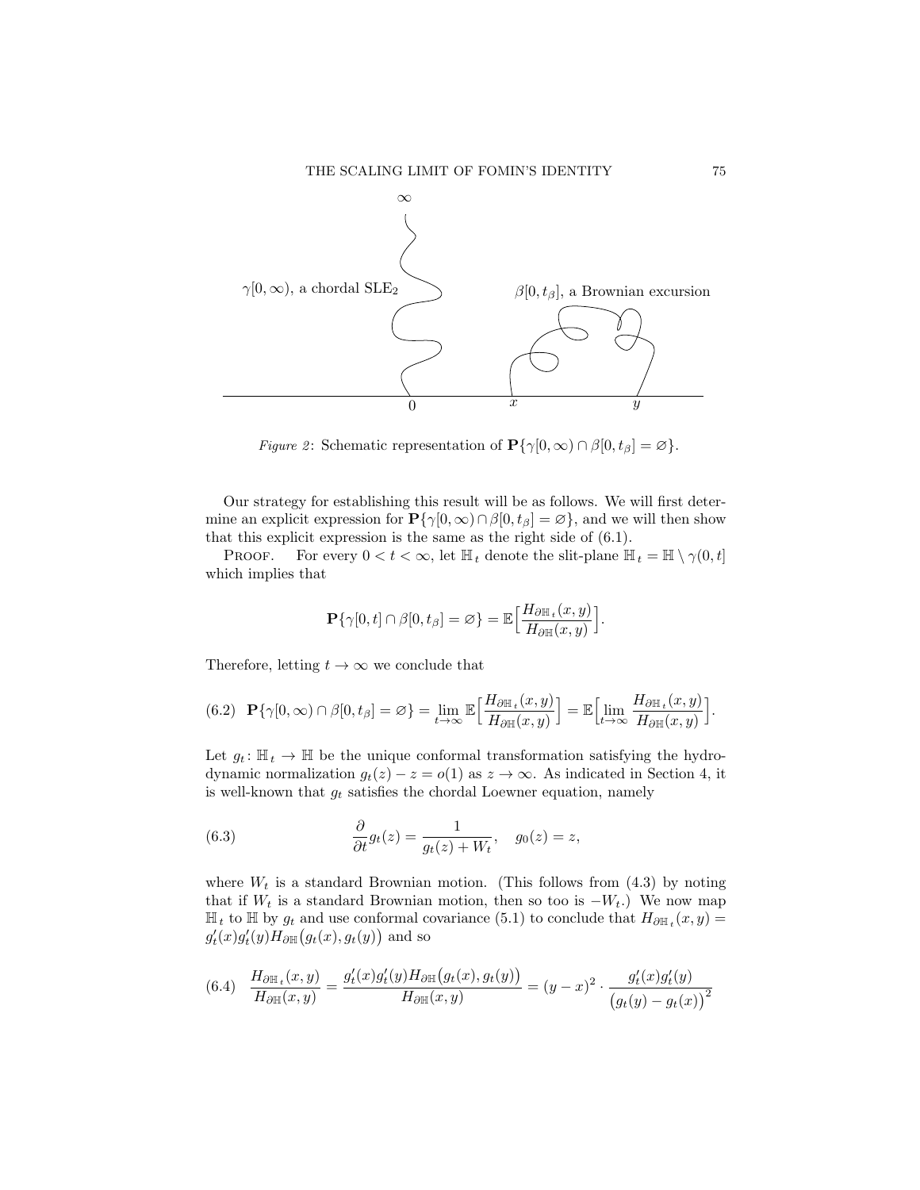*Figure 2*: Schematic representation of $\mathbf{P}\{\gamma[0,\infty) \cap \beta[0,t_\beta] = \varnothing\}$.

Our strategy for establishing this result will be as follows. We will first determine an explicit expression for $\mathbf{P}\{\gamma[0,\infty) \cap \beta[0,t_\beta] = \varnothing\}$, and we will then show that this explicit expression is the same as the right side of (6.1).

Proof. For every $0 < t < \infty$, let $\mathbb{H}_t$ denote the slit-plane $\mathbb{H}_t = \mathbb{H} \setminus \gamma(0,t]$ which implies that

$$\mathbf{P}\{\gamma[0,t] \cap \beta[0,t_\beta] = \varnothing\} = \mathbb{E}\Big[\frac{H_{\partial \mathbb{H}_t}(x,y)}{H_{\partial \mathbb{H}}(x,y)}\Big].$$

Therefore, letting $t \to \infty$ we conclude that

$$\mathbf{P}\{\gamma[0,\infty) \cap \beta[0,t_\beta] = \varnothing\} = \lim_{t\to\infty} \mathbb{E}\Big[\frac{H_{\partial \mathbb{H}_t}(x,y)}{H_{\partial \mathbb{H}}(x,y)}\Big] = \mathbb{E}\Big[\lim_{t\to\infty} \frac{H_{\partial \mathbb{H}_t}(x,y)}{H_{\partial \mathbb{H}}(x,y)}\Big]. \tag{6.2}$$

Let $g_t \colon \mathbb{H}_t \to \mathbb{H}$ be the unique conformal transformation satisfying the hydrodynamic normalization $g_t(z) - z = o(1)$ as $z \to \infty$. As indicated in Section 4, it is well-known that $g_t$ satisfies the chordal Loewner equation, namely

$$\frac{\partial}{\partial t} g_t(z) = \frac{1}{g_t(z) + W_t}, \quad g_0(z) = z, \tag{6.3}$$

where $W_t$ is a standard Brownian motion. (This follows from (4.3) by noting that if $W_t$ is a standard Brownian motion, then so too is $-W_t$.) We now map $\mathbb{H}_t$ to $\mathbb{H}$ by $g_t$ and use conformal covariance (5.1) to conclude that $H_{\partial \mathbb{H}_t}(x,y) = g_t'(x) g_t'(y) H_{\partial \mathbb{H}}\big(g_t(x), g_t(y)\big)$ and so

$$\frac{H_{\partial \mathbb{H}_t}(x,y)}{H_{\partial \mathbb{H}}(x,y)} = \frac{g_t'(x) g_t'(y) H_{\partial \mathbb{H}}\big(g_t(x), g_t(y)\big)}{H_{\partial \mathbb{H}}(x,y)} = (y-x)^2 \cdot \frac{g_t'(x) g_t'(y)}{\big(g_t(y) - g_t(x)\big)^2} \tag{6.4}$$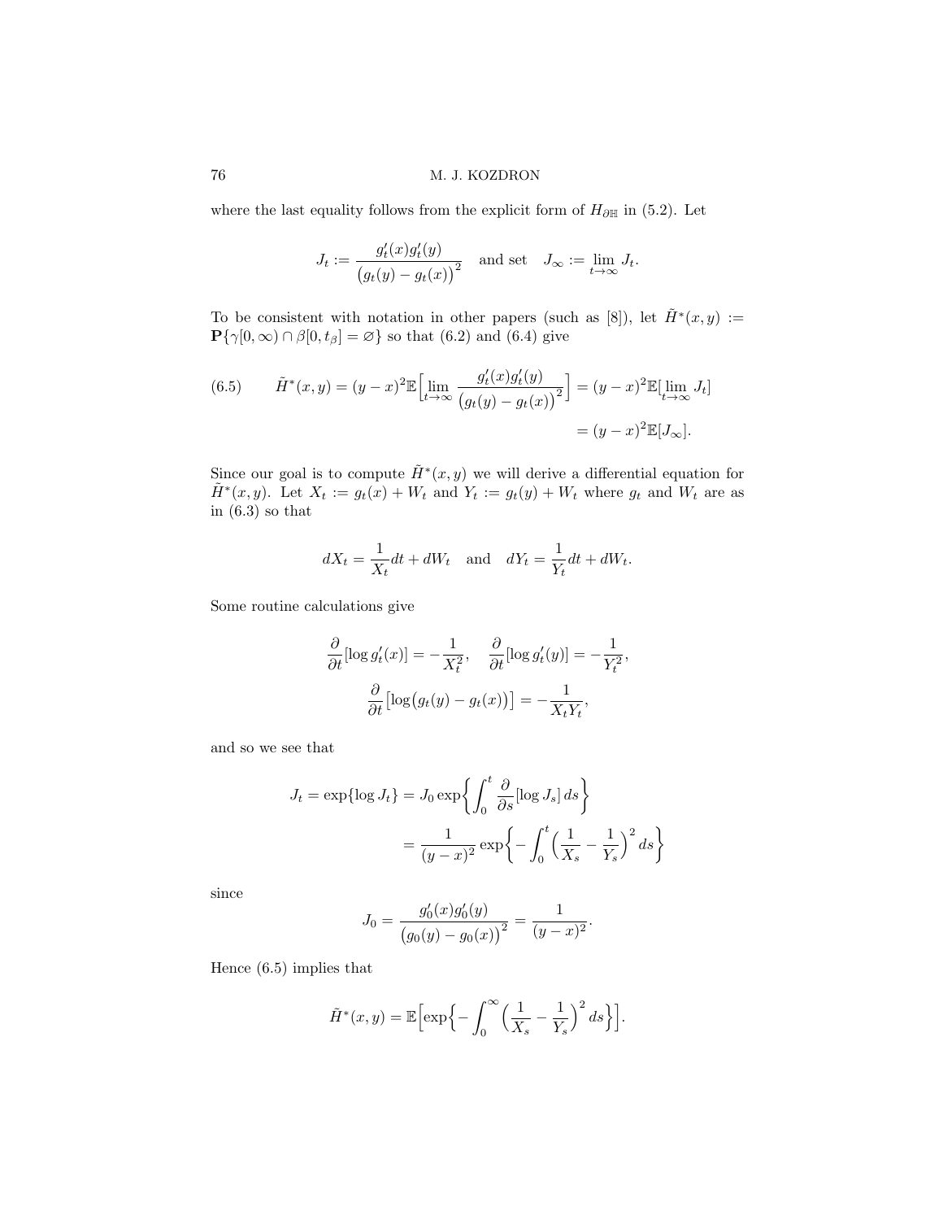where the last equality follows from the explicit form of $H_{\partial\mathbb{H}}$ in (5.2). Let

$$J_t := \frac{g_t'(x)g_t'(y)}{\big(g_t(y) - g_t(x)\big)^2} \quad \text{and set} \quad J_\infty := \lim_{t\to\infty} J_t.$$

To be consistent with notation in other papers (such as [8]), let $\tilde{H}^*(x,y) := \mathbf{P}\{\gamma[0,\infty) \cap \beta[0,t_\beta] = \varnothing\}$ so that (6.2) and (6.4) give

$$\tilde{H}^*(x,y) = (y-x)^2 \mathbb{E}\Big[\lim_{t\to\infty} \frac{g_t'(x)g_t'(y)}{\big(g_t(y)-g_t(x)\big)^2}\Big] = (y-x)^2\mathbb{E}[\lim_{t\to\infty} J_t] = (y-x)^2\mathbb{E}[J_\infty]. \tag{6.5}$$

Since our goal is to compute $\tilde{H}^*(x,y)$ we will derive a differential equation for $\tilde{H}^*(x,y)$. Let $X_t := g_t(x) + W_t$ and $Y_t := g_t(y) + W_t$ where $g_t$ and $W_t$ are as in (6.3) so that

$$dX_t = \frac{1}{X_t}dt + dW_t \quad \text{and} \quad dY_t = \frac{1}{Y_t}dt + dW_t.$$

Some routine calculations give

$$\frac{\partial}{\partial t}[\log g_t'(x)] = -\frac{1}{X_t^2}, \quad \frac{\partial}{\partial t}[\log g_t'(y)] = -\frac{1}{Y_t^2},$$
$$\frac{\partial}{\partial t}\big[\log\big(g_t(y) - g_t(x)\big)\big] = -\frac{1}{X_tY_t},$$

and so we see that

$$J_t = \exp\{\log J_t\} = J_0 \exp\bigg\{\int_0^t \frac{\partial}{\partial s}[\log J_s]\,ds\bigg\} = \frac{1}{(y-x)^2}\exp\bigg\{-\int_0^t \Big(\frac{1}{X_s} - \frac{1}{Y_s}\Big)^2 ds\bigg\}$$

since

$$J_0 = \frac{g_0'(x)g_0'(y)}{\big(g_0(y)-g_0(x)\big)^2} = \frac{1}{(y-x)^2}.$$

Hence (6.5) implies that

$$\tilde{H}^*(x,y) = \mathbb{E}\Big[\exp\Big\{-\int_0^\infty \Big(\frac{1}{X_s} - \frac{1}{Y_s}\Big)^2 ds\Big\}\Big].$$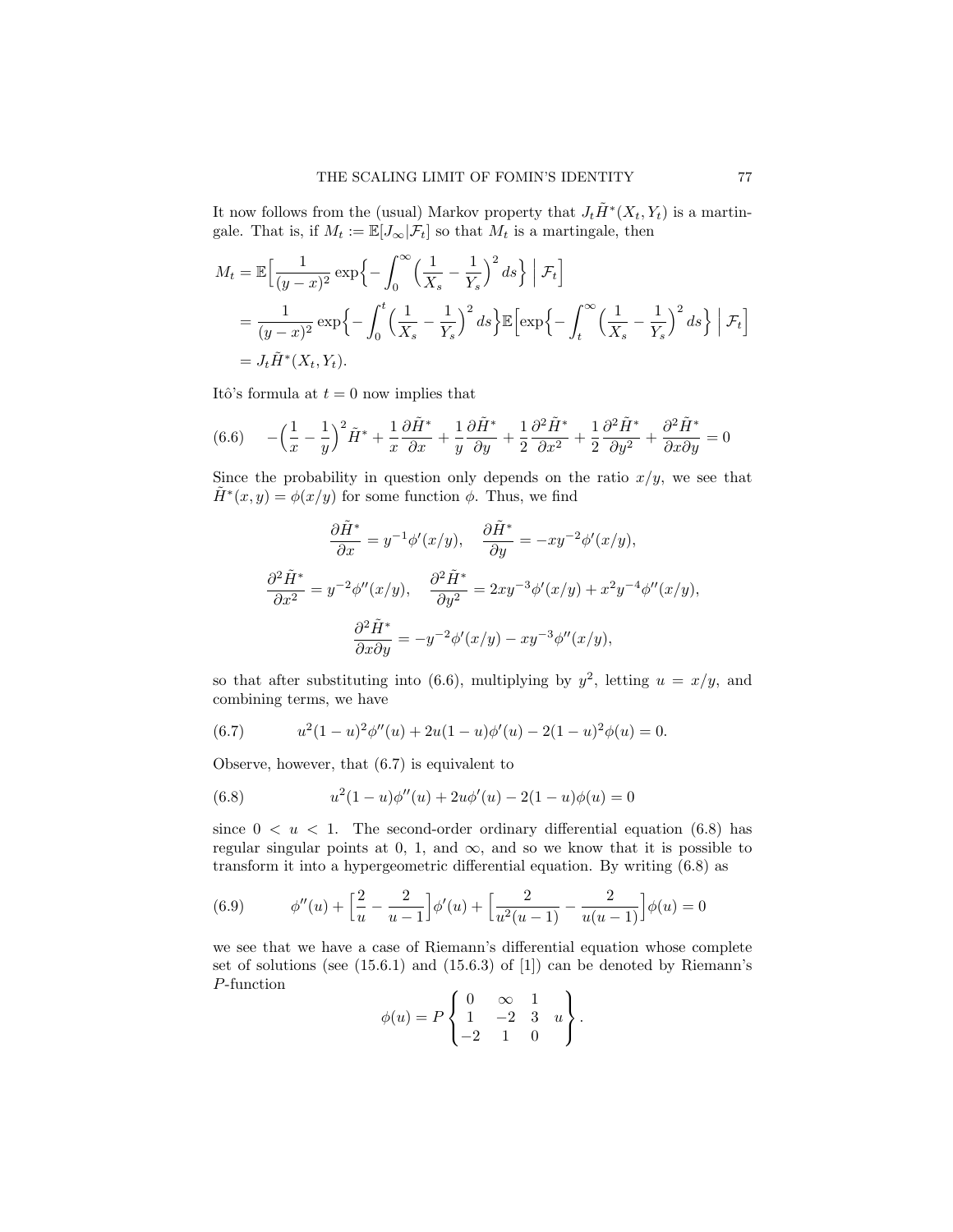It now follows from the (usual) Markov property that $J_t \tilde{H}^*(X_t, Y_t)$ is a martingale. That is, if $M_t := \mathbb{E}[J_\infty | \mathcal{F}_t]$ so that $M_t$ is a martingale, then

$$
\begin{aligned}
M_t &= \mathbb{E}\Big[ \frac{1}{(y-x)^2} \exp\Big\{ - \int_0^\infty \Big( \frac{1}{X_s} - \frac{1}{Y_s} \Big)^2 ds \Big\} \;\Big|\; \mathcal{F}_t \Big] \\
&= \frac{1}{(y-x)^2} \exp\Big\{ - \int_0^t \Big( \frac{1}{X_s} - \frac{1}{Y_s} \Big)^2 ds \Big\} \mathbb{E}\Big[ \exp\Big\{ - \int_t^\infty \Big( \frac{1}{X_s} - \frac{1}{Y_s} \Big)^2 ds \Big\} \;\Big|\; \mathcal{F}_t \Big] \\
&= J_t \tilde{H}^*(X_t, Y_t).
\end{aligned}
$$

Itô's formula at $t = 0$ now implies that

$$
-\Big( \frac{1}{x} - \frac{1}{y} \Big)^2 \tilde{H}^* + \frac{1}{x} \frac{\partial \tilde{H}^*}{\partial x} + \frac{1}{y} \frac{\partial \tilde{H}^*}{\partial y} + \frac{1}{2} \frac{\partial^2 \tilde{H}^*}{\partial x^2} + \frac{1}{2} \frac{\partial^2 \tilde{H}^*}{\partial y^2} + \frac{\partial^2 \tilde{H}^*}{\partial x \partial y} = 0 \tag{6.6}
$$

Since the probability in question only depends on the ratio $x/y$, we see that $\tilde{H}^*(x, y) = \phi(x/y)$ for some function $\phi$. Thus, we find

$$
\frac{\partial \tilde{H}^*}{\partial x} = y^{-1} \phi'(x/y), \quad \frac{\partial \tilde{H}^*}{\partial y} = -xy^{-2} \phi'(x/y),
$$

$$
\frac{\partial^2 \tilde{H}^*}{\partial x^2} = y^{-2} \phi''(x/y), \quad \frac{\partial^2 \tilde{H}^*}{\partial y^2} = 2xy^{-3} \phi'(x/y) + x^2 y^{-4} \phi''(x/y),
$$

$$
\frac{\partial^2 \tilde{H}^*}{\partial x \partial y} = -y^{-2} \phi'(x/y) - xy^{-3} \phi''(x/y),
$$

so that after substituting into (6.6), multiplying by $y^2$, letting $u = x/y$, and combining terms, we have

$$
u^2(1-u)^2 \phi''(u) + 2u(1-u)\phi'(u) - 2(1-u)^2 \phi(u) = 0. \tag{6.7}
$$

Observe, however, that (6.7) is equivalent to

$$
u^2(1-u)\phi''(u) + 2u\phi'(u) - 2(1-u)\phi(u) = 0 \tag{6.8}
$$

since $0 < u < 1$. The second-order ordinary differential equation (6.8) has regular singular points at 0, 1, and $\infty$, and so we know that it is possible to transform it into a hypergeometric differential equation. By writing (6.8) as

$$
\phi''(u) + \Big[ \frac{2}{u} - \frac{2}{u-1} \Big] \phi'(u) + \Big[ \frac{2}{u^2(u-1)} - \frac{2}{u(u-1)} \Big] \phi(u) = 0 \tag{6.9}
$$

we see that we have a case of Riemann's differential equation whose complete set of solutions (see (15.6.1) and (15.6.3) of [1]) can be denoted by Riemann's $P$-function

$$
\phi(u) = P \left\{ \begin{matrix} 0 & \infty & 1 & \\ 1 & -2 & 3 & u \\ -2 & 1 & 0 & \end{matrix} \right\}.
$$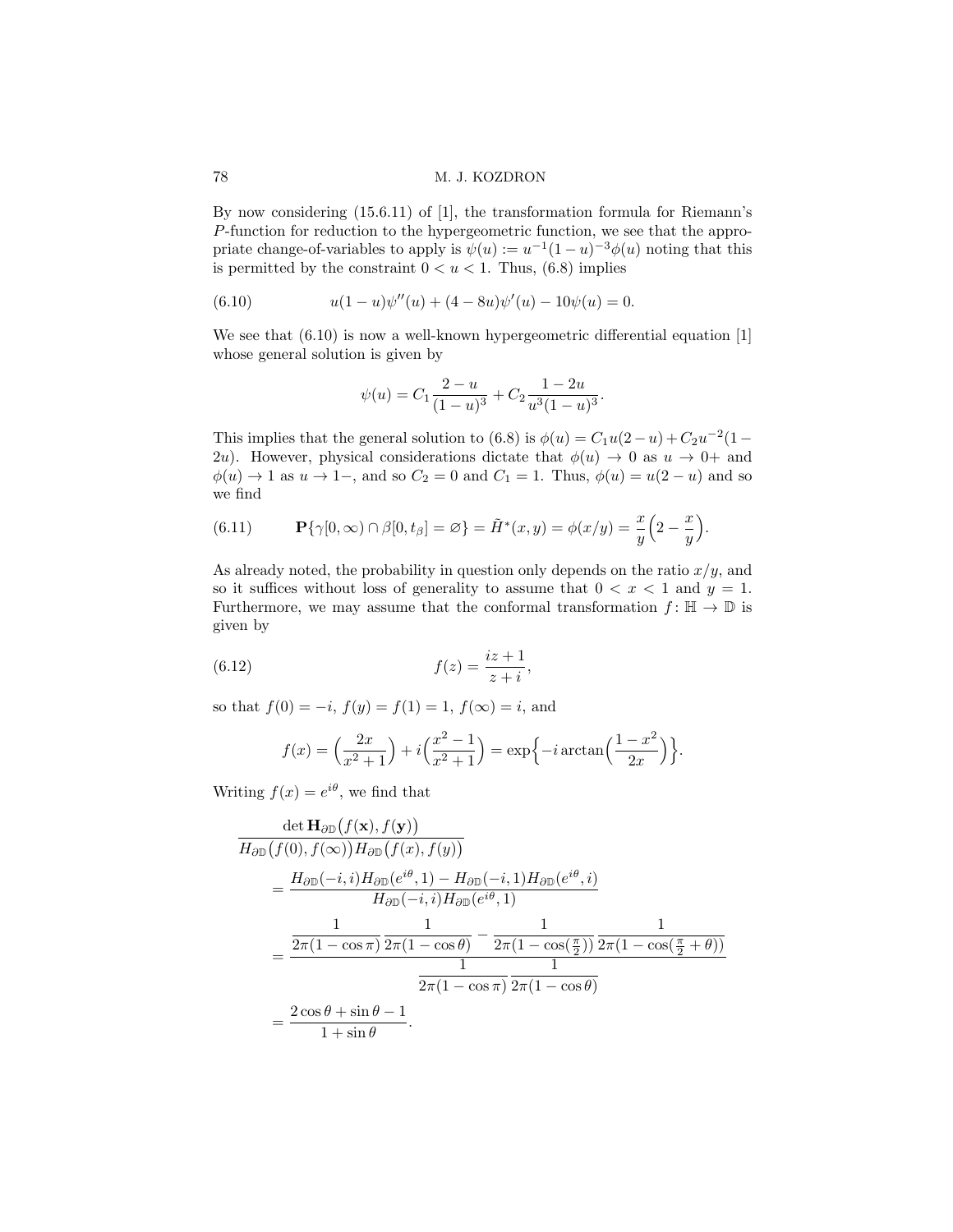By now considering (15.6.11) of [1], the transformation formula for Riemann's $P$-function for reduction to the hypergeometric function, we see that the appropriate change-of-variables to apply is $\psi(u) := u^{-1}(1-u)^{-3}\phi(u)$ noting that this is permitted by the constraint $0 < u < 1$. Thus, (6.8) implies

$$u(1-u)\psi''(u) + (4-8u)\psi'(u) - 10\psi(u) = 0. \tag{6.10}$$

We see that (6.10) is now a well-known hypergeometric differential equation [1] whose general solution is given by

$$\psi(u) = C_1 \frac{2-u}{(1-u)^3} + C_2 \frac{1-2u}{u^3(1-u)^3}.$$

This implies that the general solution to (6.8) is $\phi(u) = C_1 u(2-u) + C_2 u^{-2}(1-2u)$. However, physical considerations dictate that $\phi(u) \to 0$ as $u \to 0+$ and $\phi(u) \to 1$ as $u \to 1-$, and so $C_2 = 0$ and $C_1 = 1$. Thus, $\phi(u) = u(2-u)$ and so we find

$$\mathbf{P}\{\gamma[0,\infty) \cap \beta[0, t_\beta] = \varnothing\} = \tilde{H}^*(x,y) = \phi(x/y) = \frac{x}{y}\Big(2 - \frac{x}{y}\Big). \tag{6.11}$$

As already noted, the probability in question only depends on the ratio $x/y$, and so it suffices without loss of generality to assume that $0 < x < 1$ and $y = 1$. Furthermore, we may assume that the conformal transformation $f\colon \mathbb{H} \to \mathbb{D}$ is given by

$$f(z) = \frac{iz+1}{z+i}, \tag{6.12}$$

so that $f(0) = -i$, $f(y) = f(1) = 1$, $f(\infty) = i$, and

$$f(x) = \Big(\frac{2x}{x^2+1}\Big) + i\Big(\frac{x^2-1}{x^2+1}\Big) = \exp\Big\{-i \arctan\Big(\frac{1-x^2}{2x}\Big)\Big\}.$$

Writing $f(x) = e^{i\theta}$, we find that

$$\begin{aligned}
&\frac{\det \mathbf{H}_{\partial\mathbb{D}}\big(f(\mathbf{x}), f(\mathbf{y})\big)}{H_{\partial\mathbb{D}}\big(f(0), f(\infty)\big) H_{\partial\mathbb{D}}\big(f(x), f(y)\big)} \\
&\quad = \frac{H_{\partial\mathbb{D}}(-i,i)H_{\partial\mathbb{D}}(e^{i\theta},1) - H_{\partial\mathbb{D}}(-i,1)H_{\partial\mathbb{D}}(e^{i\theta},i)}{H_{\partial\mathbb{D}}(-i,i)H_{\partial\mathbb{D}}(e^{i\theta},1)} \\
&\quad = \frac{\dfrac{1}{2\pi(1-\cos\pi)}\dfrac{1}{2\pi(1-\cos\theta)} - \dfrac{1}{2\pi(1-\cos(\frac{\pi}{2}))}\dfrac{1}{2\pi(1-\cos(\frac{\pi}{2}+\theta))}}{\dfrac{1}{2\pi(1-\cos\pi)}\dfrac{1}{2\pi(1-\cos\theta)}} \\
&\quad = \frac{2\cos\theta + \sin\theta - 1}{1+\sin\theta}.
\end{aligned}$$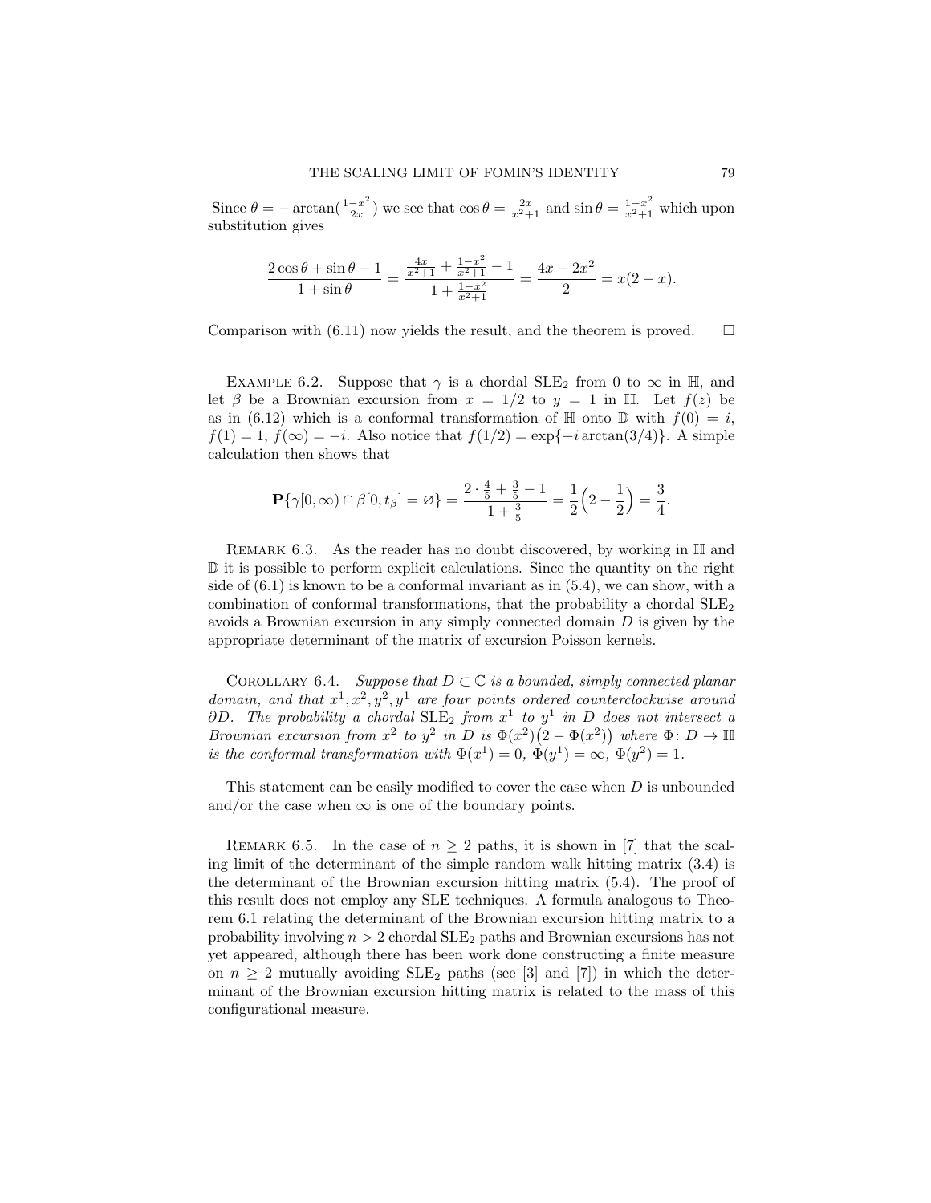Since $\theta = -\arctan(\frac{1-x^2}{2x})$ we see that $\cos\theta = \frac{2x}{x^2+1}$ and $\sin\theta = \frac{1-x^2}{x^2+1}$ which upon substitution gives

$$\frac{2\cos\theta + \sin\theta - 1}{1+\sin\theta} = \frac{\frac{4x}{x^2+1} + \frac{1-x^2}{x^2+1} - 1}{1 + \frac{1-x^2}{x^2+1}} = \frac{4x - 2x^2}{2} = x(2-x).$$

Comparison with (6.11) now yields the result, and the theorem is proved. $\square$

Example 6.2. Suppose that $\gamma$ is a chordal $\mathrm{SLE}_2$ from 0 to $\infty$ in $\mathbb{H}$, and let $\beta$ be a Brownian excursion from $x = 1/2$ to $y = 1$ in $\mathbb{H}$. Let $f(z)$ be as in (6.12) which is a conformal transformation of $\mathbb{H}$ onto $\mathbb{D}$ with $f(0) = i$, $f(1) = 1$, $f(\infty) = -i$. Also notice that $f(1/2) = \exp\{-i\arctan(3/4)\}$. A simple calculation then shows that

$$\mathbf{P}\{\gamma[0,\infty) \cap \beta[0,t_\beta] = \varnothing\} = \frac{2\cdot\frac{4}{5} + \frac{3}{5} - 1}{1+\frac{3}{5}} = \frac{1}{2}\Big(2 - \frac{1}{2}\Big) = \frac{3}{4}.$$

Remark 6.3. As the reader has no doubt discovered, by working in $\mathbb{H}$ and $\mathbb{D}$ it is possible to perform explicit calculations. Since the quantity on the right side of (6.1) is known to be a conformal invariant as in (5.4), we can show, with a combination of conformal transformations, that the probability a chordal $\mathrm{SLE}_2$ avoids a Brownian excursion in any simply connected domain $D$ is given by the appropriate determinant of the matrix of excursion Poisson kernels.

Corollary 6.4. *Suppose that $D \subset \mathbb{C}$ is a bounded, simply connected planar domain, and that $x^1, x^2, y^2, y^1$ are four points ordered counterclockwise around $\partial D$. The probability a chordal $\mathrm{SLE}_2$ from $x^1$ to $y^1$ in $D$ does not intersect a Brownian excursion from $x^2$ to $y^2$ in $D$ is $\Phi(x^2)\big(2 - \Phi(x^2)\big)$ where $\Phi\colon D \to \mathbb{H}$ is the conformal transformation with $\Phi(x^1) = 0$, $\Phi(y^1) = \infty$, $\Phi(y^2) = 1$.*

This statement can be easily modified to cover the case when $D$ is unbounded and/or the case when $\infty$ is one of the boundary points.

Remark 6.5. In the case of $n \geq 2$ paths, it is shown in [7] that the scaling limit of the determinant of the simple random walk hitting matrix (3.4) is the determinant of the Brownian excursion hitting matrix (5.4). The proof of this result does not employ any SLE techniques. A formula analogous to Theorem 6.1 relating the determinant of the Brownian excursion hitting matrix to a probability involving $n > 2$ chordal $\mathrm{SLE}_2$ paths and Brownian excursions has not yet appeared, although there has been work done constructing a finite measure on $n \geq 2$ mutually avoiding $\mathrm{SLE}_2$ paths (see [3] and [7]) in which the determinant of the Brownian excursion hitting matrix is related to the mass of this configurational measure.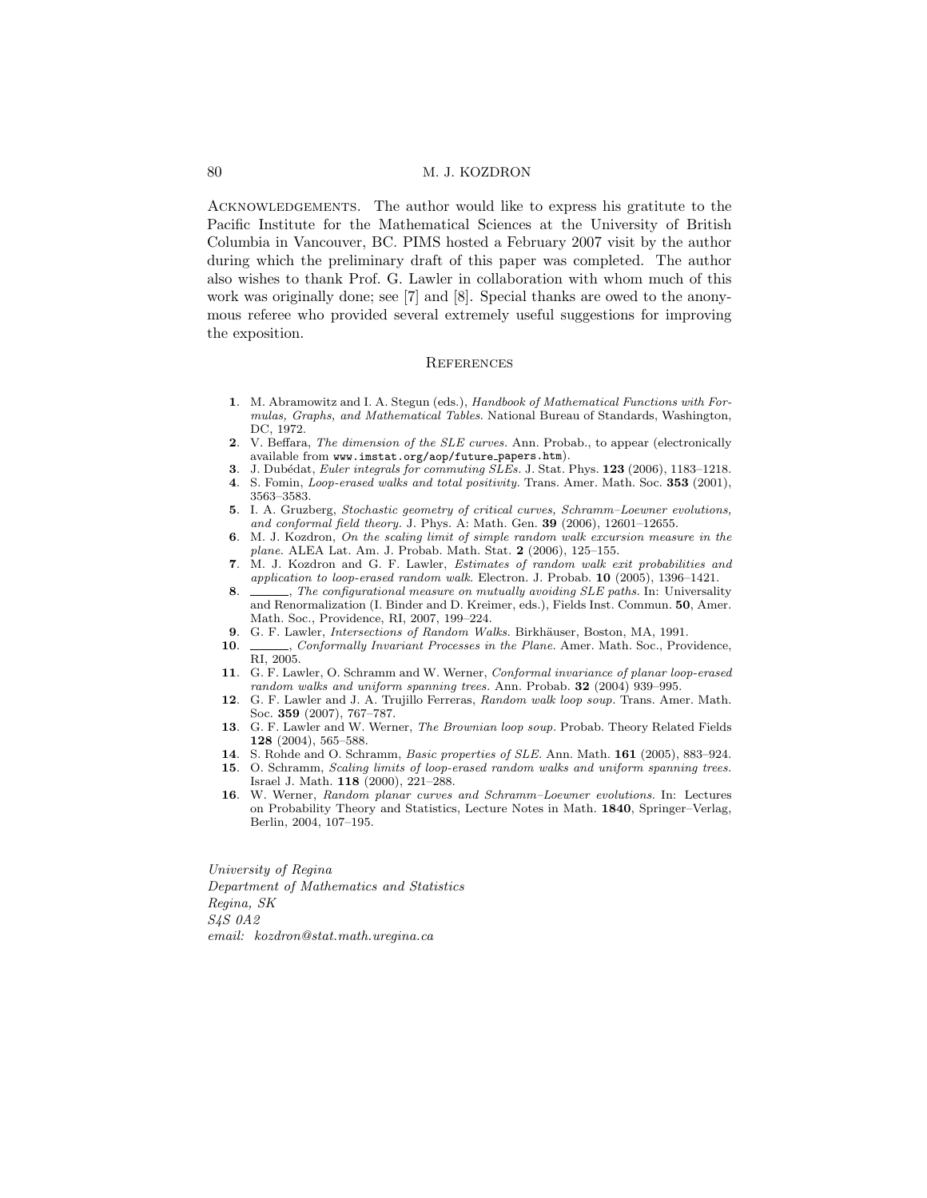Acknowledgements. The author would like to express his gratitute to the Pacific Institute for the Mathematical Sciences at the University of British Columbia in Vancouver, BC. PIMS hosted a February 2007 visit by the author during which the preliminary draft of this paper was completed. The author also wishes to thank Prof. G. Lawler in collaboration with whom much of this work was originally done; see [7] and [8]. Special thanks are owed to the anonymous referee who provided several extremely useful suggestions for improving the exposition.

## References

1. M. Abramowitz and I. A. Stegun (eds.), *Handbook of Mathematical Functions with Formulas, Graphs, and Mathematical Tables.* National Bureau of Standards, Washington, DC, 1972.
2. V. Beffara, *The dimension of the SLE curves.* Ann. Probab., to appear (electronically available from `www.imstat.org/aop/future_papers.htm`).
3. J. Dubédat, *Euler integrals for commuting SLEs.* J. Stat. Phys. **123** (2006), 1183–1218.
4. S. Fomin, *Loop-erased walks and total positivity.* Trans. Amer. Math. Soc. **353** (2001), 3563–3583.
5. I. A. Gruzberg, *Stochastic geometry of critical curves, Schramm–Loewner evolutions, and conformal field theory.* J. Phys. A: Math. Gen. **39** (2006), 12601–12655.
6. M. J. Kozdron, *On the scaling limit of simple random walk excursion measure in the plane.* ALEA Lat. Am. J. Probab. Math. Stat. **2** (2006), 125–155.
7. M. J. Kozdron and G. F. Lawler, *Estimates of random walk exit probabilities and application to loop-erased random walk.* Electron. J. Probab. **10** (2005), 1396–1421.
8. ______, *The configurational measure on mutually avoiding SLE paths.* In: Universality and Renormalization (I. Binder and D. Kreimer, eds.), Fields Inst. Commun. **50**, Amer. Math. Soc., Providence, RI, 2007, 199–224.
9. G. F. Lawler, *Intersections of Random Walks.* Birkhäuser, Boston, MA, 1991.
10. ______, *Conformally Invariant Processes in the Plane.* Amer. Math. Soc., Providence, RI, 2005.
11. G. F. Lawler, O. Schramm and W. Werner, *Conformal invariance of planar loop-erased random walks and uniform spanning trees.* Ann. Probab. **32** (2004) 939–995.
12. G. F. Lawler and J. A. Trujillo Ferreras, *Random walk loop soup.* Trans. Amer. Math. Soc. **359** (2007), 767–787.
13. G. F. Lawler and W. Werner, *The Brownian loop soup.* Probab. Theory Related Fields **128** (2004), 565–588.
14. S. Rohde and O. Schramm, *Basic properties of SLE.* Ann. Math. **161** (2005), 883–924.
15. O. Schramm, *Scaling limits of loop-erased random walks and uniform spanning trees.* Israel J. Math. **118** (2000), 221–288.
16. W. Werner, *Random planar curves and Schramm–Loewner evolutions.* In: Lectures on Probability Theory and Statistics, Lecture Notes in Math. **1840**, Springer–Verlag, Berlin, 2004, 107–195.

*University of Regina*
*Department of Mathematics and Statistics*
*Regina, SK*
*S4S 0A2*
*email: kozdron@stat.math.uregina.ca*